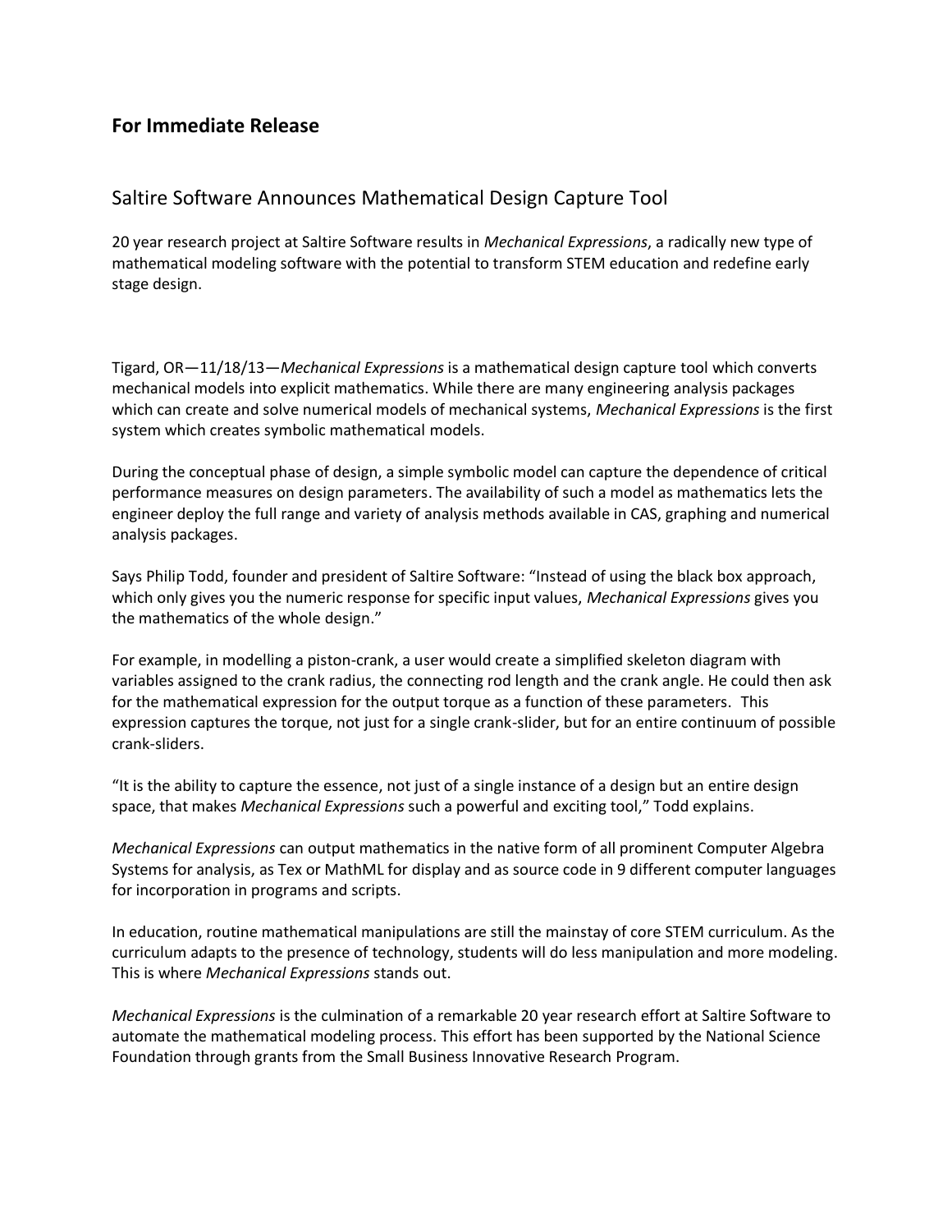## For Immediate Release

### Saltire Software Announces Mathematical Design Capture Tool

20 year research project at Saltire Software results in *Mechanical Expressions*, a radically new type of mathematical modeling software with the potential to transform STEM education and redefine early stage design.

Tigard, OR—11/18/13—*Mechanical Expressions* is a mathematical design capture tool which converts mechanical models into explicit mathematics. While there are many engineering analysis packages which can create and solve numerical models of mechanical systems, *Mechanical Expressions* is the first system which creates symbolic mathematical models.

During the conceptual phase of design, a simple symbolic model can capture the dependence of critical performance measures on design parameters. The availability of such a model as mathematics lets the engineer deploy the full range and variety of analysis methods available in CAS, graphing and numerical analysis packages.

Says Philip Todd, founder and president of Saltire Software: "Instead of using the black box approach, which only gives you the numeric response for specific input values, *Mechanical Expressions* gives you the mathematics of the whole design."

For example, in modelling a piston-crank, a user would create a simplified skeleton diagram with variables assigned to the crank radius, the connecting rod length and the crank angle. He could then ask for the mathematical expression for the output torque as a function of these parameters. This expression captures the torque, not just for a single crank-slider, but for an entire continuum of possible crank-sliders.

"It is the ability to capture the essence, not just of a single instance of a design but an entire design space, that makes *Mechanical Expressions* such a powerful and exciting tool," Todd explains.

*Mechanical Expressions* can output mathematics in the native form of all prominent Computer Algebra Systems for analysis, as Tex or MathML for display and as source code in 9 different computer languages for incorporation in programs and scripts.

In education, routine mathematical manipulations are still the mainstay of core STEM curriculum. As the curriculum adapts to the presence of technology, students will do less manipulation and more modeling. This is where *Mechanical Expressions* stands out.

*Mechanical Expressions* is the culmination of a remarkable 20 year research effort at Saltire Software to automate the mathematical modeling process. This effort has been supported by the National Science Foundation through grants from the Small Business Innovative Research Program.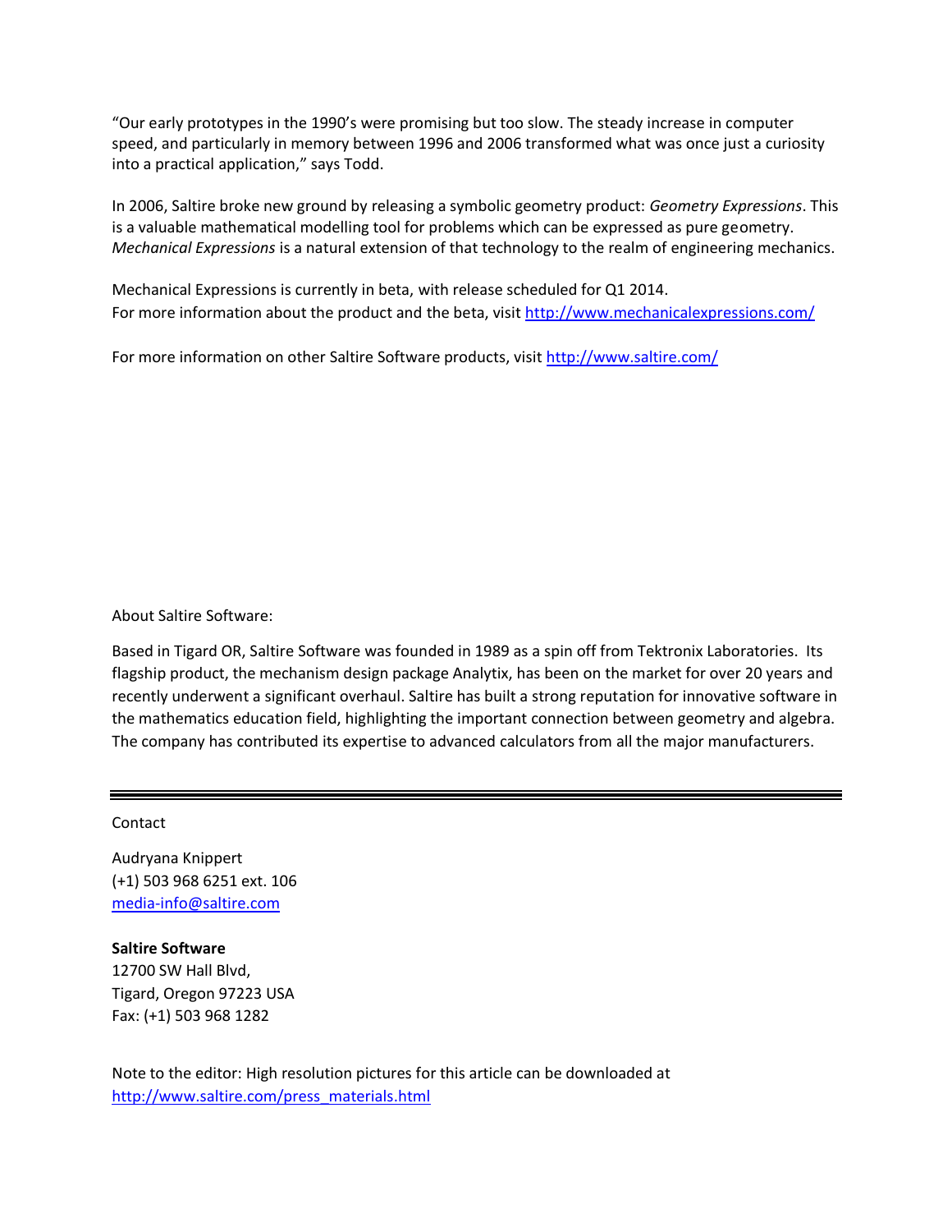"Our early prototypes in the 1990's were promising but too slow. The steady increase in computer speed, and particularly in memory between 1996 and 2006 transformed what was once just a curiosity into a practical application," says Todd.

In 2006, Saltire broke new ground by releasing a symbolic geometry product: *Geometry Expressions*. This is a valuable mathematical modelling tool for problems which can be expressed as pure geometry. *Mechanical Expressions* is a natural extension of that technology to the realm of engineering mechanics.

Mechanical Expressions is currently in beta, with release scheduled for Q1 2014.
For more information about the product and the beta, visit http://www.mechanicalexpressions.com/

For more information on other Saltire Software products, visit http://www.saltire.com/

About Saltire Software:

Based in Tigard OR, Saltire Software was founded in 1989 as a spin off from Tektronix Laboratories. Its flagship product, the mechanism design package Analytix, has been on the market for over 20 years and recently underwent a significant overhaul. Saltire has built a strong reputation for innovative software in the mathematics education field, highlighting the important connection between geometry and algebra. The company has contributed its expertise to advanced calculators from all the major manufacturers.

---

Contact

Audryana Knippert
(+1) 503 968 6251 ext. 106
media-info@saltire.com

**Saltire Software**
12700 SW Hall Blvd,
Tigard, Oregon 97223 USA
Fax: (+1) 503 968 1282

Note to the editor: High resolution pictures for this article can be downloaded at http://www.saltire.com/press_materials.html